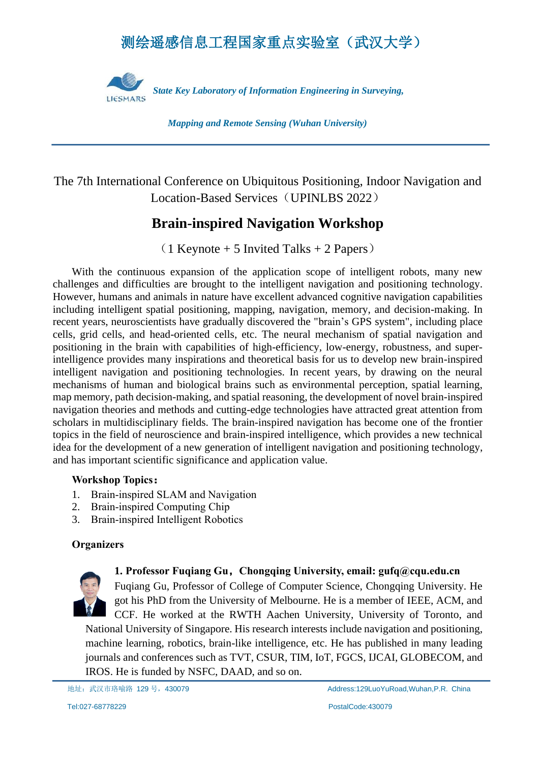# 测绘遥感信息工程国家重点实验室（武汉大学）

*State Key Laboratory of Information Engineering in Surveying, Mapping and Remote Sensing (Wuhan University)*

---

The 7th International Conference on Ubiquitous Positioning, Indoor Navigation and Location-Based Services（UPINLBS 2022）

## Brain-inspired Navigation Workshop

（1 Keynote + 5 Invited Talks + 2 Papers）

With the continuous expansion of the application scope of intelligent robots, many new challenges and difficulties are brought to the intelligent navigation and positioning technology. However, humans and animals in nature have excellent advanced cognitive navigation capabilities including intelligent spatial positioning, mapping, navigation, memory, and decision-making. In recent years, neuroscientists have gradually discovered the "brain's GPS system", including place cells, grid cells, and head-oriented cells, etc. The neural mechanism of spatial navigation and positioning in the brain with capabilities of high-efficiency, low-energy, robustness, and super-intelligence provides many inspirations and theoretical basis for us to develop new brain-inspired intelligent navigation and positioning technologies. In recent years, by drawing on the neural mechanisms of human and biological brains such as environmental perception, spatial learning, map memory, path decision-making, and spatial reasoning, the development of novel brain-inspired navigation theories and methods and cutting-edge technologies have attracted great attention from scholars in multidisciplinary fields. The brain-inspired navigation has become one of the frontier topics in the field of neuroscience and brain-inspired intelligence, which provides a new technical idea for the development of a new generation of intelligent navigation and positioning technology, and has important scientific significance and application value.

**Workshop Topics:**

1. Brain-inspired SLAM and Navigation
2. Brain-inspired Computing Chip
3. Brain-inspired Intelligent Robotics

**Organizers**

**1. Professor Fuqiang Gu，Chongqing University, email: gufq@cqu.edu.cn**

Fuqiang Gu, Professor of College of Computer Science, Chongqing University. He got his PhD from the University of Melbourne. He is a member of IEEE, ACM, and CCF. He worked at the RWTH Aachen University, University of Toronto, and National University of Singapore. His research interests include navigation and positioning, machine learning, robotics, brain-like intelligence, etc. He has published in many leading journals and conferences such as TVT, CSUR, TIM, IoT, FGCS, IJCAI, GLOBECOM, and IROS. He is funded by NSFC, DAAD, and so on.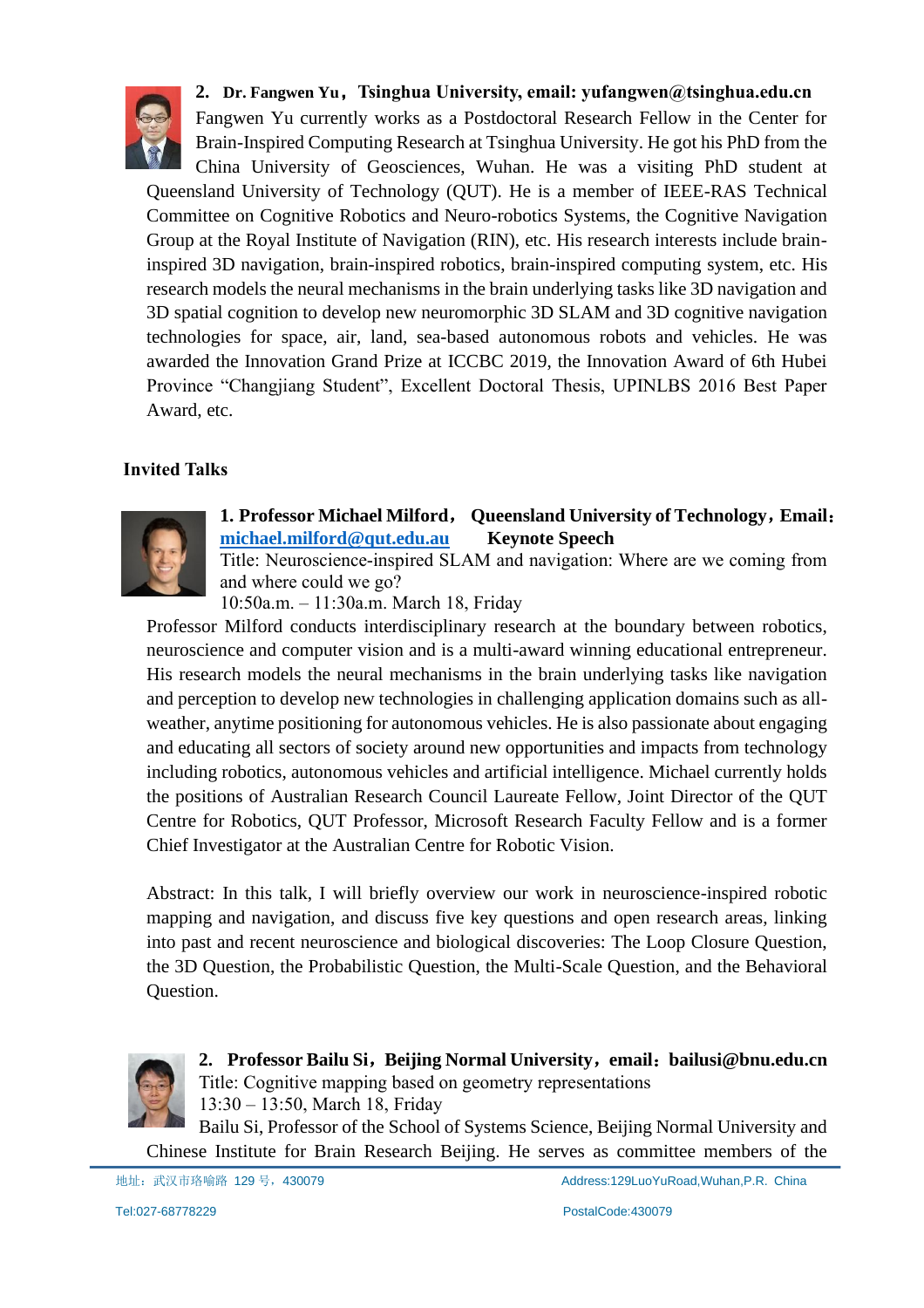**2. Dr. Fangwen Yu，Tsinghua University, email: yufangwen@tsinghua.edu.cn**

Fangwen Yu currently works as a Postdoctoral Research Fellow in the Center for Brain-Inspired Computing Research at Tsinghua University. He got his PhD from the China University of Geosciences, Wuhan. He was a visiting PhD student at Queensland University of Technology (QUT). He is a member of IEEE-RAS Technical Committee on Cognitive Robotics and Neuro-robotics Systems, the Cognitive Navigation Group at the Royal Institute of Navigation (RIN), etc. His research interests include brain-inspired 3D navigation, brain-inspired robotics, brain-inspired computing system, etc. His research models the neural mechanisms in the brain underlying tasks like 3D navigation and 3D spatial cognition to develop new neuromorphic 3D SLAM and 3D cognitive navigation technologies for space, air, land, sea-based autonomous robots and vehicles. He was awarded the Innovation Grand Prize at ICCBC 2019, the Innovation Award of 6th Hubei Province "Changjiang Student", Excellent Doctoral Thesis, UPINLBS 2016 Best Paper Award, etc.

## Invited Talks

**1. Professor Michael Milford， Queensland University of Technology，Email：michael.milford@qut.edu.au Keynote Speech**

Title: Neuroscience-inspired SLAM and navigation: Where are we coming from and where could we go?

10:50a.m. – 11:30a.m. March 18, Friday

Professor Milford conducts interdisciplinary research at the boundary between robotics, neuroscience and computer vision and is a multi-award winning educational entrepreneur. His research models the neural mechanisms in the brain underlying tasks like navigation and perception to develop new technologies in challenging application domains such as all-weather, anytime positioning for autonomous vehicles. He is also passionate about engaging and educating all sectors of society around new opportunities and impacts from technology including robotics, autonomous vehicles and artificial intelligence. Michael currently holds the positions of Australian Research Council Laureate Fellow, Joint Director of the QUT Centre for Robotics, QUT Professor, Microsoft Research Faculty Fellow and is a former Chief Investigator at the Australian Centre for Robotic Vision.

Abstract: In this talk, I will briefly overview our work in neuroscience-inspired robotic mapping and navigation, and discuss five key questions and open research areas, linking into past and recent neuroscience and biological discoveries: The Loop Closure Question, the 3D Question, the Probabilistic Question, the Multi-Scale Question, and the Behavioral Question.

**2. Professor Bailu Si，Beijing Normal University，email：bailusi@bnu.edu.cn**

Title: Cognitive mapping based on geometry representations

13:30 – 13:50, March 18, Friday

Bailu Si, Professor of the School of Systems Science, Beijing Normal University and Chinese Institute for Brain Research Beijing. He serves as committee members of the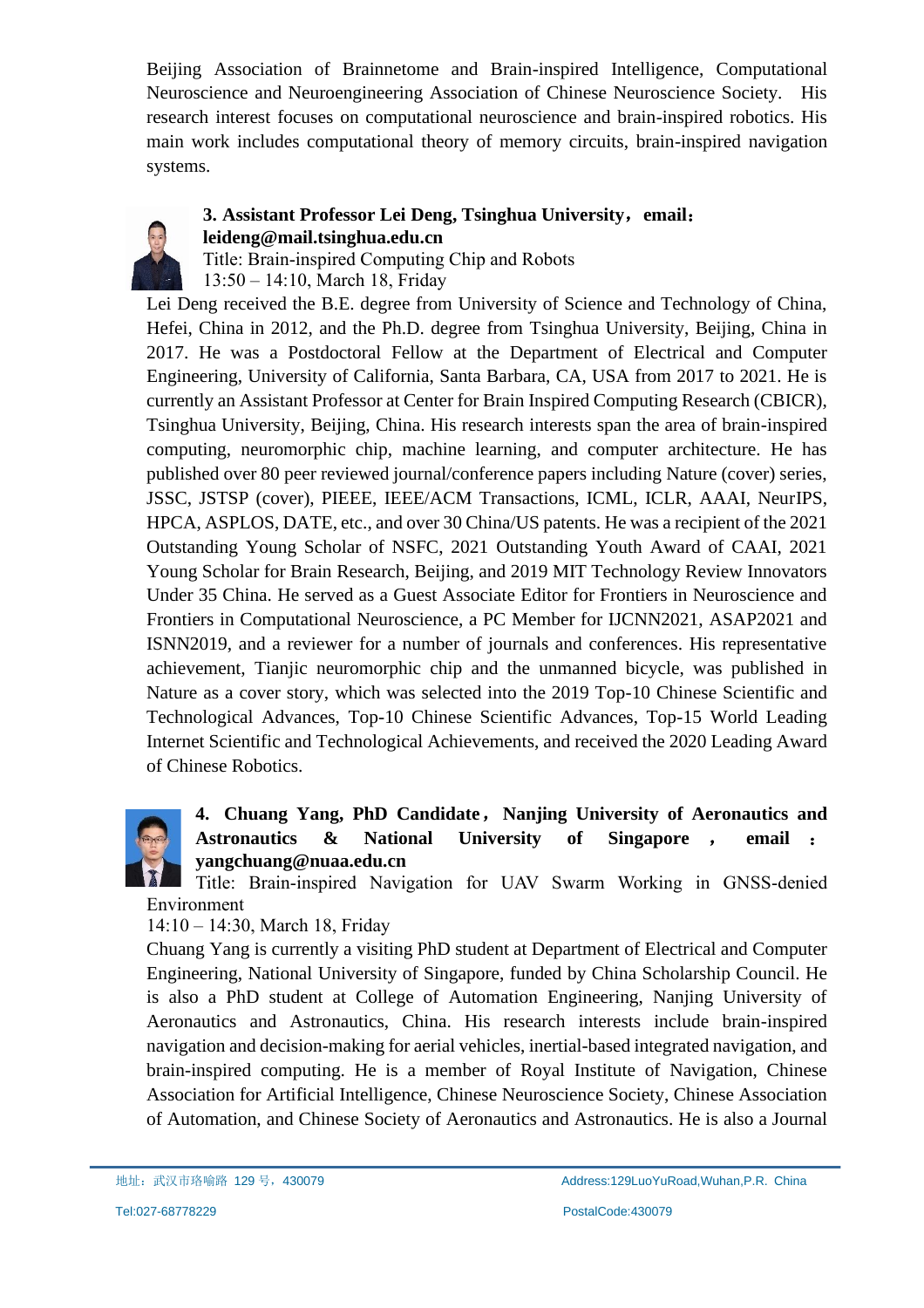Beijing Association of Brainnetome and Brain-inspired Intelligence, Computational Neuroscience and Neuroengineering Association of Chinese Neuroscience Society. His research interest focuses on computational neuroscience and brain-inspired robotics. His main work includes computational theory of memory circuits, brain-inspired navigation systems.

**3. Assistant Professor Lei Deng, Tsinghua University，email：leideng@mail.tsinghua.edu.cn**

Title: Brain-inspired Computing Chip and Robots

13:50 – 14:10, March 18, Friday

Lei Deng received the B.E. degree from University of Science and Technology of China, Hefei, China in 2012, and the Ph.D. degree from Tsinghua University, Beijing, China in 2017. He was a Postdoctoral Fellow at the Department of Electrical and Computer Engineering, University of California, Santa Barbara, CA, USA from 2017 to 2021. He is currently an Assistant Professor at Center for Brain Inspired Computing Research (CBICR), Tsinghua University, Beijing, China. His research interests span the area of brain-inspired computing, neuromorphic chip, machine learning, and computer architecture. He has published over 80 peer reviewed journal/conference papers including Nature (cover) series, JSSC, JSTSP (cover), PIEEE, IEEE/ACM Transactions, ICML, ICLR, AAAI, NeurIPS, HPCA, ASPLOS, DATE, etc., and over 30 China/US patents. He was a recipient of the 2021 Outstanding Young Scholar of NSFC, 2021 Outstanding Youth Award of CAAI, 2021 Young Scholar for Brain Research, Beijing, and 2019 MIT Technology Review Innovators Under 35 China. He served as a Guest Associate Editor for Frontiers in Neuroscience and Frontiers in Computational Neuroscience, a PC Member for IJCNN2021, ASAP2021 and ISNN2019, and a reviewer for a number of journals and conferences. His representative achievement, Tianjic neuromorphic chip and the unmanned bicycle, was published in Nature as a cover story, which was selected into the 2019 Top-10 Chinese Scientific and Technological Advances, Top-10 Chinese Scientific Advances, Top-15 World Leading Internet Scientific and Technological Achievements, and received the 2020 Leading Award of Chinese Robotics.

**4. Chuang Yang, PhD Candidate，Nanjing University of Aeronautics and Astronautics & National University of Singapore，email：yangchuang@nuaa.edu.cn**

Title: Brain-inspired Navigation for UAV Swarm Working in GNSS-denied Environment

14:10 – 14:30, March 18, Friday

Chuang Yang is currently a visiting PhD student at Department of Electrical and Computer Engineering, National University of Singapore, funded by China Scholarship Council. He is also a PhD student at College of Automation Engineering, Nanjing University of Aeronautics and Astronautics, China. His research interests include brain-inspired navigation and decision-making for aerial vehicles, inertial-based integrated navigation, and brain-inspired computing. He is a member of Royal Institute of Navigation, Chinese Association for Artificial Intelligence, Chinese Neuroscience Society, Chinese Association of Automation, and Chinese Society of Aeronautics and Astronautics. He is also a Journal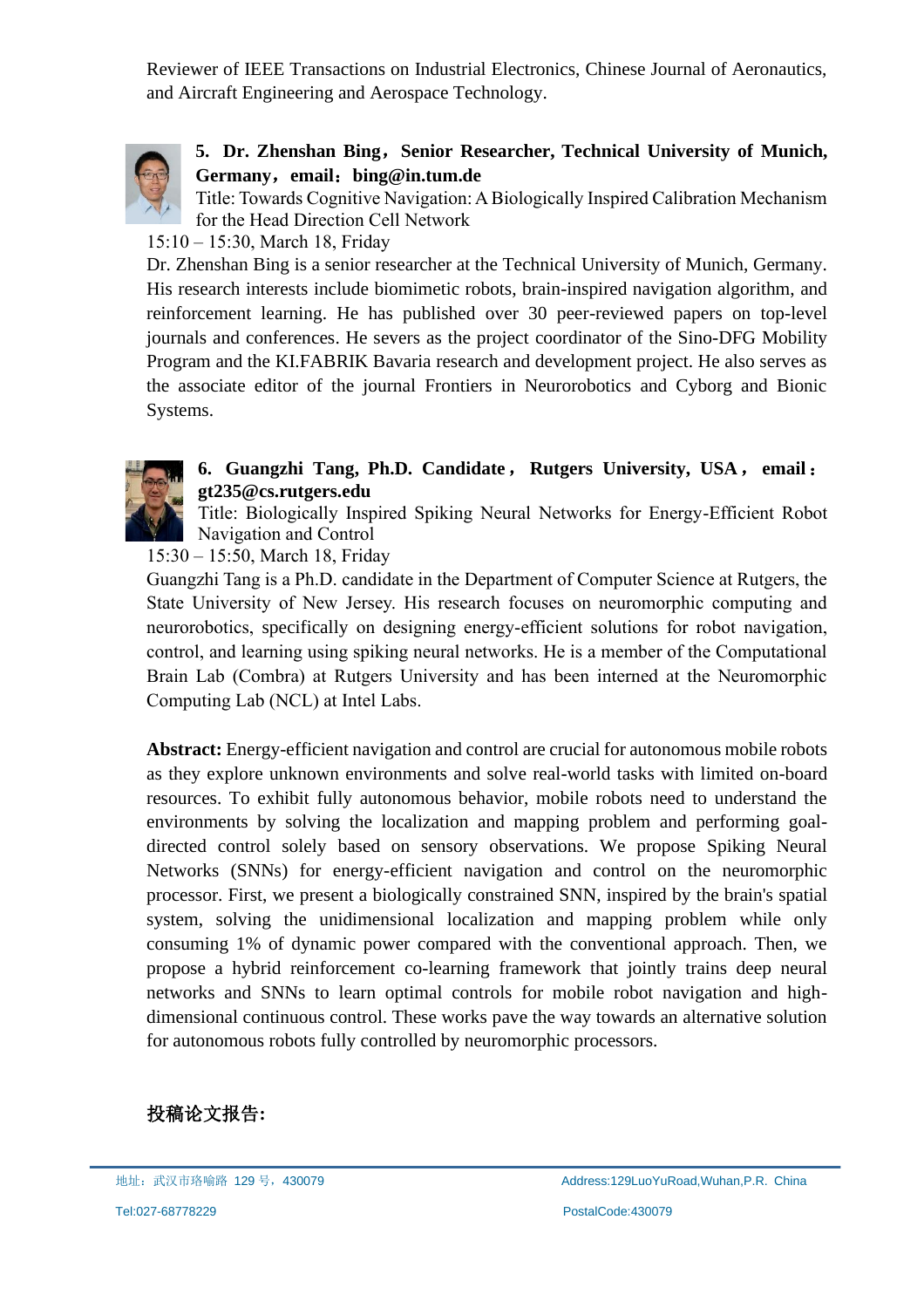Reviewer of IEEE Transactions on Industrial Electronics, Chinese Journal of Aeronautics, and Aircraft Engineering and Aerospace Technology.

**5. Dr. Zhenshan Bing，Senior Researcher, Technical University of Munich, Germany，email：bing@in.tum.de**

Title: Towards Cognitive Navigation: A Biologically Inspired Calibration Mechanism for the Head Direction Cell Network

15:10 – 15:30, March 18, Friday

Dr. Zhenshan Bing is a senior researcher at the Technical University of Munich, Germany. His research interests include biomimetic robots, brain-inspired navigation algorithm, and reinforcement learning. He has published over 30 peer-reviewed papers on top-level journals and conferences. He severs as the project coordinator of the Sino-DFG Mobility Program and the KI.FABRIK Bavaria research and development project. He also serves as the associate editor of the journal Frontiers in Neurorobotics and Cyborg and Bionic Systems.

**6. Guangzhi Tang, Ph.D. Candidate， Rutgers University, USA， email：gt235@cs.rutgers.edu**

Title: Biologically Inspired Spiking Neural Networks for Energy-Efficient Robot Navigation and Control

15:30 – 15:50, March 18, Friday

Guangzhi Tang is a Ph.D. candidate in the Department of Computer Science at Rutgers, the State University of New Jersey. His research focuses on neuromorphic computing and neurorobotics, specifically on designing energy-efficient solutions for robot navigation, control, and learning using spiking neural networks. He is a member of the Computational Brain Lab (Combra) at Rutgers University and has been interned at the Neuromorphic Computing Lab (NCL) at Intel Labs.

**Abstract:** Energy-efficient navigation and control are crucial for autonomous mobile robots as they explore unknown environments and solve real-world tasks with limited on-board resources. To exhibit fully autonomous behavior, mobile robots need to understand the environments by solving the localization and mapping problem and performing goal-directed control solely based on sensory observations. We propose Spiking Neural Networks (SNNs) for energy-efficient navigation and control on the neuromorphic processor. First, we present a biologically constrained SNN, inspired by the brain's spatial system, solving the unidimensional localization and mapping problem while only consuming 1% of dynamic power compared with the conventional approach. Then, we propose a hybrid reinforcement co-learning framework that jointly trains deep neural networks and SNNs to learn optimal controls for mobile robot navigation and high-dimensional continuous control. These works pave the way towards an alternative solution for autonomous robots fully controlled by neuromorphic processors.

**投稿论文报告:**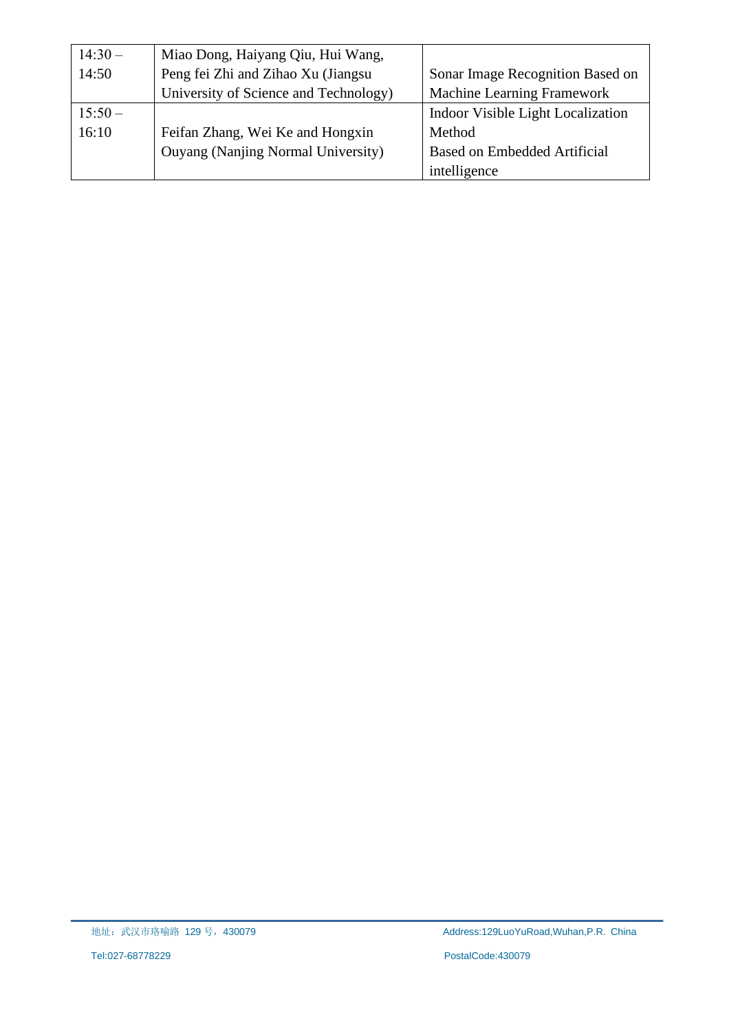| 14:30 – 14:50 | Miao Dong, Haiyang Qiu, Hui Wang, Peng fei Zhi and Zihao Xu (Jiangsu University of Science and Technology) | Sonar Image Recognition Based on Machine Learning Framework |
|---|---|---|
| 15:50 – 16:10 | Feifan Zhang, Wei Ke and Hongxin Ouyang (Nanjing Normal University) | Indoor Visible Light Localization Method Based on Embedded Artificial intelligence |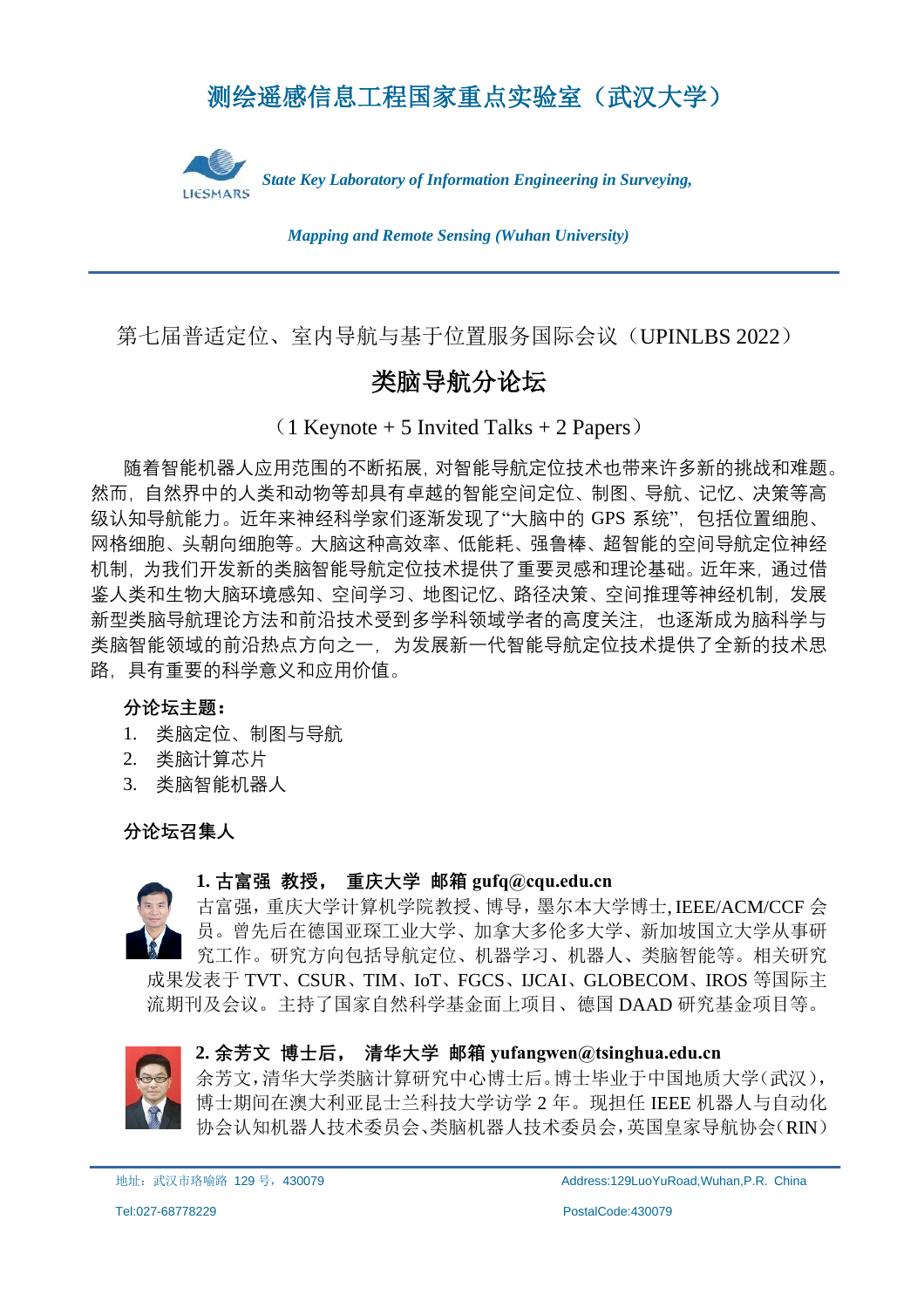# 测绘遥感信息工程国家重点实验室（武汉大学）

*State Key Laboratory of Information Engineering in Surveying, Mapping and Remote Sensing (Wuhan University)*

第七届普适定位、室内导航与基于位置服务国际会议（UPINLBS 2022）

## 类脑导航分论坛

（1 Keynote + 5 Invited Talks + 2 Papers）

随着智能机器人应用范围的不断拓展，对智能导航定位技术也带来许多新的挑战和难题。然而，自然界中的人类和动物等却具有卓越的智能空间定位、制图、导航、记忆、决策等高级认知导航能力。近年来神经科学家们逐渐发现了“大脑中的 GPS 系统”，包括位置细胞、网格细胞、头朝向细胞等。大脑这种高效率、低能耗、强鲁棒、超智能的空间导航定位神经机制，为我们开发新的类脑智能导航定位技术提供了重要灵感和理论基础。近年来，通过借鉴人类和生物大脑环境感知、空间学习、地图记忆、路径决策、空间推理等神经机制，发展新型类脑导航理论方法和前沿技术受到多学科领域学者的高度关注，也逐渐成为脑科学与类脑智能领域的前沿热点方向之一，为发展新一代智能导航定位技术提供了全新的技术思路，具有重要的科学意义和应用价值。

**分论坛主题：**

1. 类脑定位、制图与导航
2. 类脑计算芯片
3. 类脑智能机器人

**分论坛召集人**

**1. 古富强 教授， 重庆大学 邮箱 gufq@cqu.edu.cn**

古富强，重庆大学计算机学院教授、博导，墨尔本大学博士，IEEE/ACM/CCF 会员。曾先后在德国亚琛工业大学、加拿大多伦多大学、新加坡国立大学从事研究工作。研究方向包括导航定位、机器学习、机器人、类脑智能等。相关研究成果发表于 TVT、CSUR、TIM、IoT、FGCS、IJCAI、GLOBECOM、IROS 等国际主流期刊及会议。主持了国家自然科学基金面上项目、德国 DAAD 研究基金项目等。

**2. 余芳文 博士后， 清华大学 邮箱 yufangwen@tsinghua.edu.cn**

余芳文，清华大学类脑计算研究中心博士后。博士毕业于中国地质大学（武汉），博士期间在澳大利亚昆士兰科技大学访学 2 年。现担任 IEEE 机器人与自动化协会认知机器人技术委员会、类脑机器人技术委员会，英国皇家导航协会（RIN）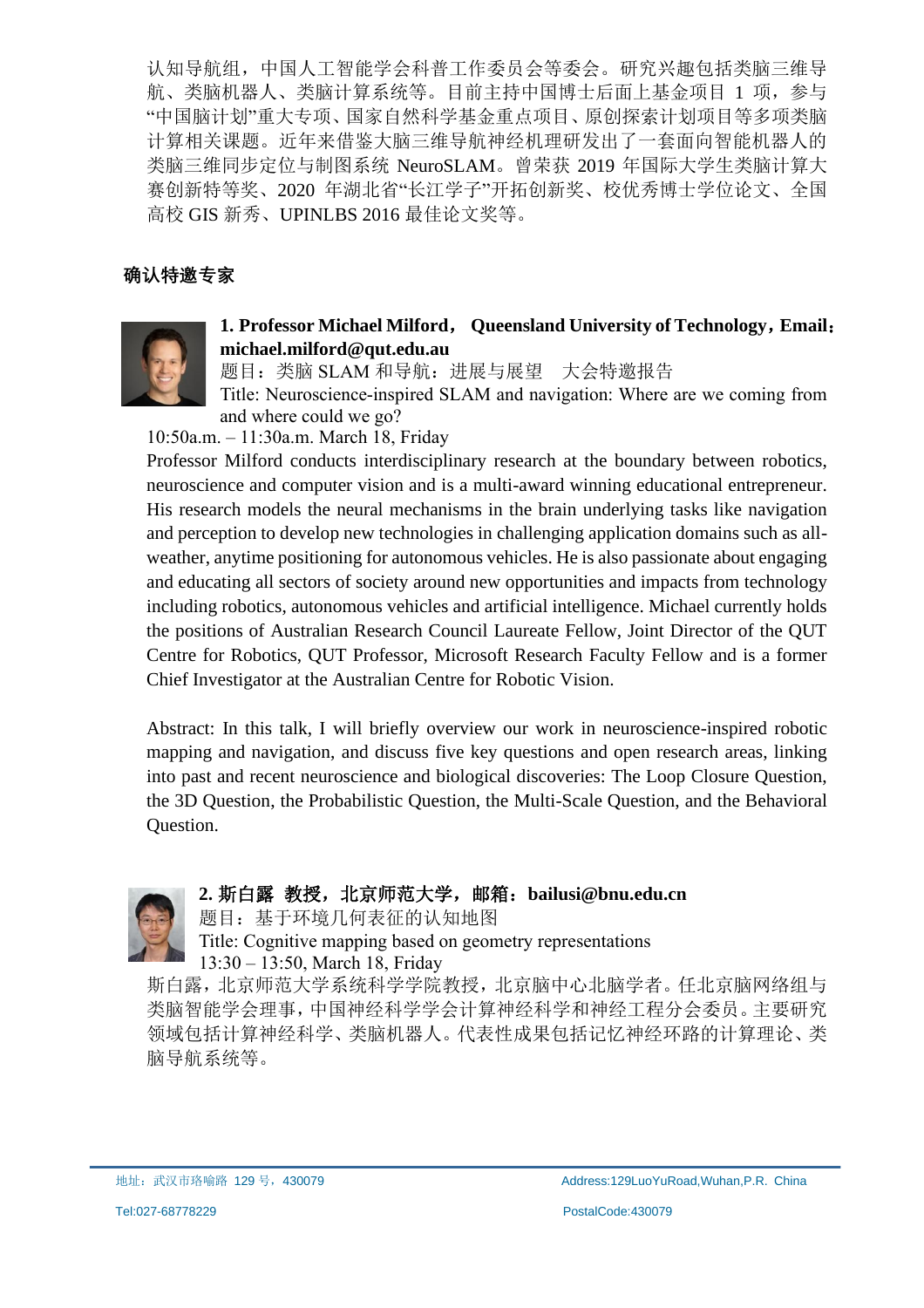认知导航组，中国人工智能学会科普工作委员会等委会。研究兴趣包括类脑三维导航、类脑机器人、类脑计算系统等。目前主持中国博士后面上基金项目 1 项，参与“中国脑计划”重大专项、国家自然科学基金重点项目、原创探索计划项目等多项类脑计算相关课题。近年来借鉴大脑三维导航神经机理研发出了一套面向智能机器人的类脑三维同步定位与制图系统 NeuroSLAM。曾荣获 2019 年国际大学生类脑计算大赛创新特等奖、2020 年湖北省“长江学子”开拓创新奖、校优秀博士学位论文、全国高校 GIS 新秀、UPINLBS 2016 最佳论文奖等。

### 确认特邀专家

**1. Professor Michael Milford， Queensland University of Technology，Email：michael.milford@qut.edu.au**

题目：类脑 SLAM 和导航：进展与展望　大会特邀报告

Title: Neuroscience-inspired SLAM and navigation: Where are we coming from and where could we go?

10:50a.m. – 11:30a.m. March 18, Friday

Professor Milford conducts interdisciplinary research at the boundary between robotics, neuroscience and computer vision and is a multi-award winning educational entrepreneur. His research models the neural mechanisms in the brain underlying tasks like navigation and perception to develop new technologies in challenging application domains such as all-weather, anytime positioning for autonomous vehicles. He is also passionate about engaging and educating all sectors of society around new opportunities and impacts from technology including robotics, autonomous vehicles and artificial intelligence. Michael currently holds the positions of Australian Research Council Laureate Fellow, Joint Director of the QUT Centre for Robotics, QUT Professor, Microsoft Research Faculty Fellow and is a former Chief Investigator at the Australian Centre for Robotic Vision.

Abstract: In this talk, I will briefly overview our work in neuroscience-inspired robotic mapping and navigation, and discuss five key questions and open research areas, linking into past and recent neuroscience and biological discoveries: The Loop Closure Question, the 3D Question, the Probabilistic Question, the Multi-Scale Question, and the Behavioral Question.

**2. 斯白露　教授，北京师范大学，邮箱：bailusi@bnu.edu.cn**

题目：基于环境几何表征的认知地图

Title: Cognitive mapping based on geometry representations

13:30 – 13:50, March 18, Friday

斯白露，北京师范大学系统科学学院教授，北京脑中心北脑学者。任北京脑网络组与类脑智能学会理事，中国神经科学学会计算神经科学和神经工程分会委员。主要研究领域包括计算神经科学、类脑机器人。代表性成果包括记忆神经环路的计算理论、类脑导航系统等。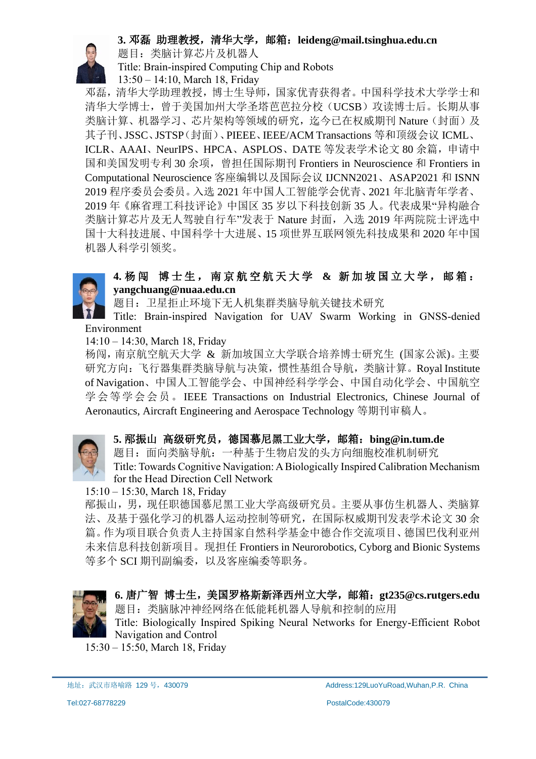**3. 邓磊 助理教授，清华大学，邮箱：leideng@mail.tsinghua.edu.cn**

题目：类脑计算芯片及机器人

Title: Brain-inspired Computing Chip and Robots

13:50 – 14:10, March 18, Friday

邓磊，清华大学助理教授，博士生导师，国家优青获得者。中国科学技术大学学士和清华大学博士，曾于美国加州大学圣塔芭芭拉分校（UCSB）攻读博士后。长期从事类脑计算、机器学习、芯片架构等领域的研究，迄今已在权威期刊 Nature（封面）及其子刊、JSSC、JSTSP（封面）、PIEEE、IEEE/ACM Transactions 等和顶级会议 ICML、ICLR、AAAI、NeurIPS、HPCA、ASPLOS、DATE 等发表学术论文 80 余篇，申请中国和美国发明专利 30 余项，曾担任国际期刊 Frontiers in Neuroscience 和 Frontiers in Computational Neuroscience 客座编辑以及国际会议 IJCNN2021、ASAP2021 和 ISNN 2019 程序委员会委员。入选 2021 年中国人工智能学会优青、2021 年北脑青年学者、2019 年《麻省理工科技评论》中国区 35 岁以下科技创新 35 人。代表成果"异构融合类脑计算芯片及无人驾驶自行车"发表于 Nature 封面，入选 2019 年两院院士评选中国十大科技进展、中国科学十大进展、15 项世界互联网领先科技成果和 2020 年中国机器人科学引领奖。

**4. 杨闯 博士生，南京航空航天大学 & 新加坡国立大学，邮箱：yangchuang@nuaa.edu.cn**

题目：卫星拒止环境下无人机集群类脑导航关键技术研究

Title: Brain-inspired Navigation for UAV Swarm Working in GNSS-denied Environment

14:10 – 14:30, March 18, Friday

杨闯，南京航空航天大学 & 新加坡国立大学联合培养博士研究生 (国家公派)。主要研究方向：飞行器集群类脑导航与决策，惯性基组合导航，类脑计算。Royal Institute of Navigation、中国人工智能学会、中国神经科学学会、中国自动化学会、中国航空学会等学会会员。IEEE Transactions on Industrial Electronics, Chinese Journal of Aeronautics, Aircraft Engineering and Aerospace Technology 等期刊审稿人。

**5. 邴振山 高级研究员，德国慕尼黑工业大学，邮箱：bing@in.tum.de**

题目：面向类脑导航：一种基于生物启发的头方向细胞校准机制研究

Title: Towards Cognitive Navigation: A Biologically Inspired Calibration Mechanism for the Head Direction Cell Network

15:10 – 15:30, March 18, Friday

邴振山，男，现任职德国慕尼黑工业大学高级研究员。主要从事仿生机器人、类脑算法、及基于强化学习的机器人运动控制等研究，在国际权威期刊发表学术论文 30 余篇。作为项目联合负责人主持国家自然科学基金中德合作交流项目、德国巴伐利亚州未来信息科技创新项目。现担任 Frontiers in Neurorobotics, Cyborg and Bionic Systems 等多个 SCI 期刊副编委，以及客座编委等职务。

**6. 唐广智 博士生，美国罗格斯新泽西州立大学，邮箱：gt235@cs.rutgers.edu**

题目：类脑脉冲神经网络在低能耗机器人导航和控制的应用

Title: Biologically Inspired Spiking Neural Networks for Energy-Efficient Robot Navigation and Control

15:30 – 15:50, March 18, Friday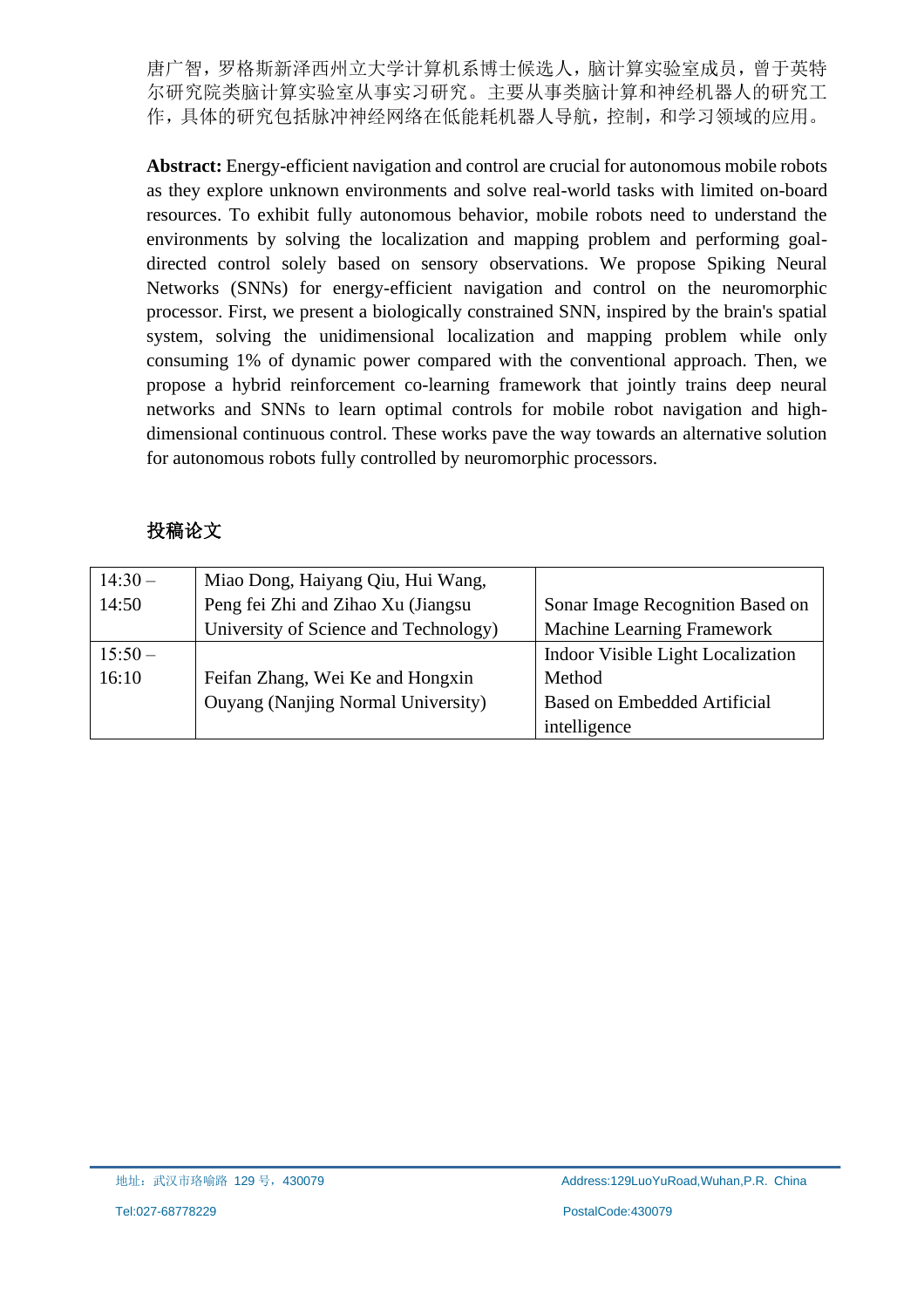唐广智，罗格斯新泽西州立大学计算机系博士候选人，脑计算实验室成员，曾于英特尔研究院类脑计算实验室从事实习研究。主要从事类脑计算和神经机器人的研究工作，具体的研究包括脉冲神经网络在低能耗机器人导航，控制，和学习领域的应用。

**Abstract:** Energy-efficient navigation and control are crucial for autonomous mobile robots as they explore unknown environments and solve real-world tasks with limited on-board resources. To exhibit fully autonomous behavior, mobile robots need to understand the environments by solving the localization and mapping problem and performing goal-directed control solely based on sensory observations. We propose Spiking Neural Networks (SNNs) for energy-efficient navigation and control on the neuromorphic processor. First, we present a biologically constrained SNN, inspired by the brain's spatial system, solving the unidimensional localization and mapping problem while only consuming 1% of dynamic power compared with the conventional approach. Then, we propose a hybrid reinforcement co-learning framework that jointly trains deep neural networks and SNNs to learn optimal controls for mobile robot navigation and high-dimensional continuous control. These works pave the way towards an alternative solution for autonomous robots fully controlled by neuromorphic processors.

## 投稿论文

| | | |
|---|---|---|
| 14:30 – 14:50 | Miao Dong, Haiyang Qiu, Hui Wang, Peng fei Zhi and Zihao Xu (Jiangsu University of Science and Technology) | Sonar Image Recognition Based on Machine Learning Framework |
| 15:50 – 16:10 | Feifan Zhang, Wei Ke and Hongxin Ouyang (Nanjing Normal University) | Indoor Visible Light Localization Method Based on Embedded Artificial intelligence |